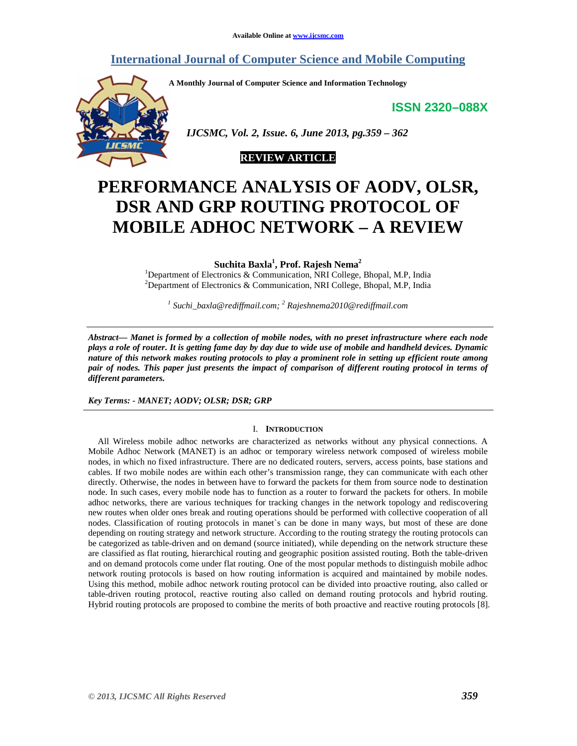Available Online at www.ijcsmc.com

# International Journal of Computer Science and Mobile Computing

A Monthly Journal of Computer Science and Information Technology

ISSN 2320–088X

*IJCSMC, Vol. 2, Issue. 6, June 2013, pg.359 – 362*

**REVIEW ARTICLE**

# PERFORMANCE ANALYSIS OF AODV, OLSR, DSR AND GRP ROUTING PROTOCOL OF MOBILE ADHOC NETWORK – A REVIEW

**Suchita Baxla[1], Prof. Rajesh Nema[2]**

[1]Department of Electronics & Communication, NRI College, Bhopal, M.P, India
[2]Department of Electronics & Communication, NRI College, Bhopal, M.P, India

*[1] Suchi_baxla@rediffmail.com; [2] Rajeshnema2010@rediffmail.com*

***Abstract***— ***Manet is formed by a collection of mobile nodes, with no preset infrastructure where each node plays a role of router. It is getting fame day by day due to wide use of mobile and handheld devices. Dynamic nature of this network makes routing protocols to play a prominent role in setting up efficient route among pair of nodes. This paper just presents the impact of comparison of different routing protocol in terms of different parameters.***

***Key Terms: - MANET; AODV; OLSR; DSR; GRP***

## I. INTRODUCTION

All Wireless mobile adhoc networks are characterized as networks without any physical connections. A Mobile Adhoc Network (MANET) is an adhoc or temporary wireless network composed of wireless mobile nodes, in which no fixed infrastructure. There are no dedicated routers, servers, access points, base stations and cables. If two mobile nodes are within each other's transmission range, they can communicate with each other directly. Otherwise, the nodes in between have to forward the packets for them from source node to destination node. In such cases, every mobile node has to function as a router to forward the packets for others. In mobile adhoc networks, there are various techniques for tracking changes in the network topology and rediscovering new routes when older ones break and routing operations should be performed with collective cooperation of all nodes. Classification of routing protocols in manet`s can be done in many ways, but most of these are done depending on routing strategy and network structure. According to the routing strategy the routing protocols can be categorized as table-driven and on demand (source initiated), while depending on the network structure these are classified as flat routing, hierarchical routing and geographic position assisted routing. Both the table-driven and on demand protocols come under flat routing. One of the most popular methods to distinguish mobile adhoc network routing protocols is based on how routing information is acquired and maintained by mobile nodes. Using this method, mobile adhoc network routing protocol can be divided into proactive routing, also called or table-driven routing protocol, reactive routing also called on demand routing protocols and hybrid routing. Hybrid routing protocols are proposed to combine the merits of both proactive and reactive routing protocols [8].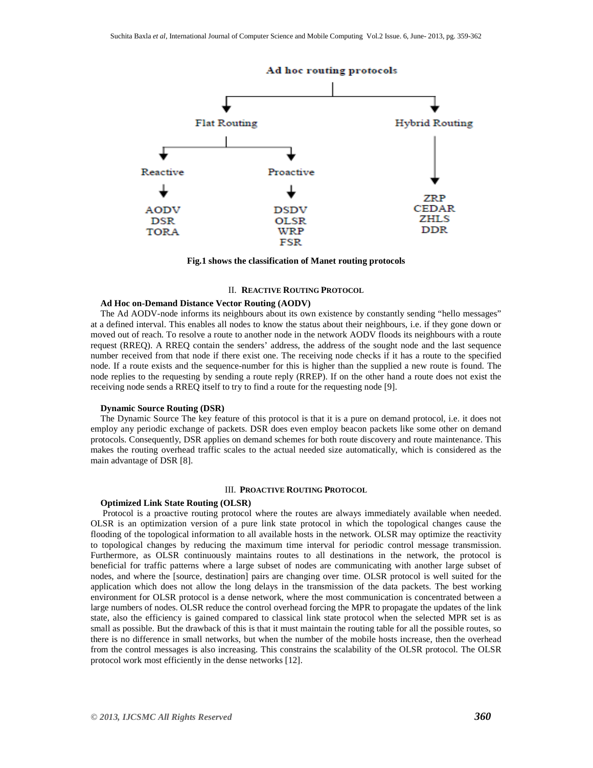Ad hoc routing protocols

- Flat Routing
  - Reactive: AODV, DSR, TORA
  - Proactive: DSDV, OLSR, WRP, FSR
- Hybrid Routing: ZRP, CEDAR, ZHLS, DDR

**Fig.1 shows the classification of Manet routing protocols**

## II. Reactive Routing Protocol

**Ad Hoc on-Demand Distance Vector Routing (AODV)**

The Ad AODV-node informs its neighbours about its own existence by constantly sending "hello messages" at a defined interval. This enables all nodes to know the status about their neighbours, i.e. if they gone down or moved out of reach. To resolve a route to another node in the network AODV floods its neighbours with a route request (RREQ). A RREQ contain the senders' address, the address of the sought node and the last sequence number received from that node if there exist one. The receiving node checks if it has a route to the specified node. If a route exists and the sequence-number for this is higher than the supplied a new route is found. The node replies to the requesting by sending a route reply (RREP). If on the other hand a route does not exist the receiving node sends a RREQ itself to try to find a route for the requesting node [9].

**Dynamic Source Routing (DSR)**

The Dynamic Source The key feature of this protocol is that it is a pure on demand protocol, i.e. it does not employ any periodic exchange of packets. DSR does even employ beacon packets like some other on demand protocols. Consequently, DSR applies on demand schemes for both route discovery and route maintenance. This makes the routing overhead traffic scales to the actual needed size automatically, which is considered as the main advantage of DSR [8].

## III. Proactive Routing Protocol

**Optimized Link State Routing (OLSR)**

Protocol is a proactive routing protocol where the routes are always immediately available when needed. OLSR is an optimization version of a pure link state protocol in which the topological changes cause the flooding of the topological information to all available hosts in the network. OLSR may optimize the reactivity to topological changes by reducing the maximum time interval for periodic control message transmission. Furthermore, as OLSR continuously maintains routes to all destinations in the network, the protocol is beneficial for traffic patterns where a large subset of nodes are communicating with another large subset of nodes, and where the [source, destination] pairs are changing over time. OLSR protocol is well suited for the application which does not allow the long delays in the transmission of the data packets. The best working environment for OLSR protocol is a dense network, where the most communication is concentrated between a large numbers of nodes. OLSR reduce the control overhead forcing the MPR to propagate the updates of the link state, also the efficiency is gained compared to classical link state protocol when the selected MPR set is as small as possible. But the drawback of this is that it must maintain the routing table for all the possible routes, so there is no difference in small networks, but when the number of the mobile hosts increase, then the overhead from the control messages is also increasing. This constrains the scalability of the OLSR protocol. The OLSR protocol work most efficiently in the dense networks [12].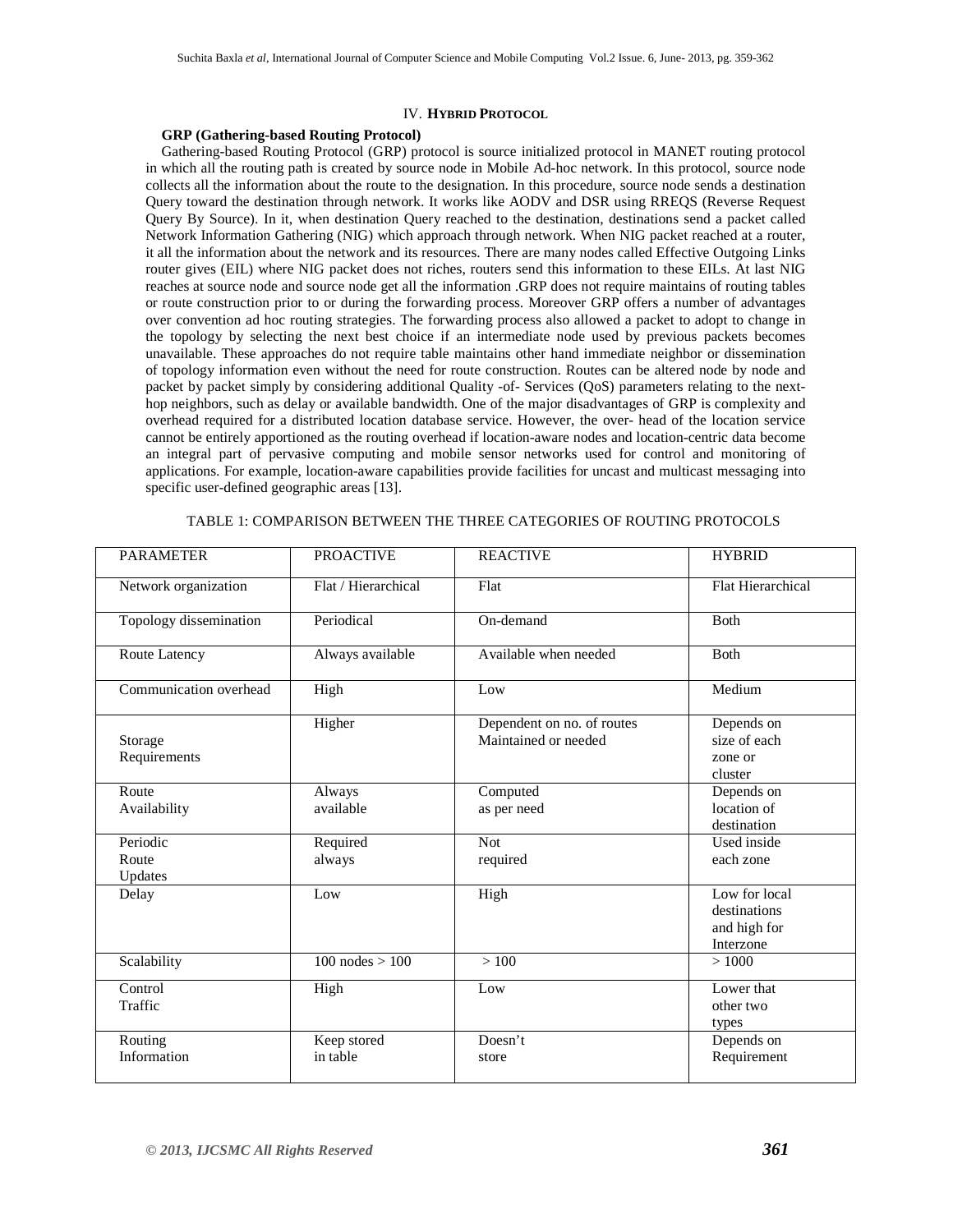## IV. HYBRID PROTOCOL

### GRP (Gathering-based Routing Protocol)

Gathering-based Routing Protocol (GRP) protocol is source initialized protocol in MANET routing protocol in which all the routing path is created by source node in Mobile Ad-hoc network. In this protocol, source node collects all the information about the route to the designation. In this procedure, source node sends a destination Query toward the destination through network. It works like AODV and DSR using RREQS (Reverse Request Query By Source). In it, when destination Query reached to the destination, destinations send a packet called Network Information Gathering (NIG) which approach through network. When NIG packet reached at a router, it all the information about the network and its resources. There are many nodes called Effective Outgoing Links router gives (EIL) where NIG packet does not riches, routers send this information to these EILs. At last NIG reaches at source node and source node get all the information .GRP does not require maintains of routing tables or route construction prior to or during the forwarding process. Moreover GRP offers a number of advantages over convention ad hoc routing strategies. The forwarding process also allowed a packet to adopt to change in the topology by selecting the next best choice if an intermediate node used by previous packets becomes unavailable. These approaches do not require table maintains other hand immediate neighbor or dissemination of topology information even without the need for route construction. Routes can be altered node by node and packet by packet simply by considering additional Quality -of- Services (QoS) parameters relating to the next-hop neighbors, such as delay or available bandwidth. One of the major disadvantages of GRP is complexity and overhead required for a distributed location database service. However, the over- head of the location service cannot be entirely apportioned as the routing overhead if location-aware nodes and location-centric data become an integral part of pervasive computing and mobile sensor networks used for control and monitoring of applications. For example, location-aware capabilities provide facilities for uncast and multicast messaging into specific user-defined geographic areas [13].

TABLE 1: COMPARISON BETWEEN THE THREE CATEGORIES OF ROUTING PROTOCOLS

| PARAMETER | PROACTIVE | REACTIVE | HYBRID |
|---|---|---|---|
| Network organization | Flat / Hierarchical | Flat | Flat Hierarchical |
| Topology dissemination | Periodical | On-demand | Both |
| Route Latency | Always available | Available when needed | Both |
| Communication overhead | High | Low | Medium |
| Storage Requirements | Higher | Dependent on no. of routes Maintained or needed | Depends on size of each zone or cluster |
| Route Availability | Always available | Computed as per need | Depends on location of destination |
| Periodic Route Updates | Required always | Not required | Used inside each zone |
| Delay | Low | High | Low for local destinations and high for Interzone |
| Scalability | 100 nodes > 100 | > 100 | > 1000 |
| Control Traffic | High | Low | Lower that other two types |
| Routing Information | Keep stored in table | Doesn't store | Depends on Requirement |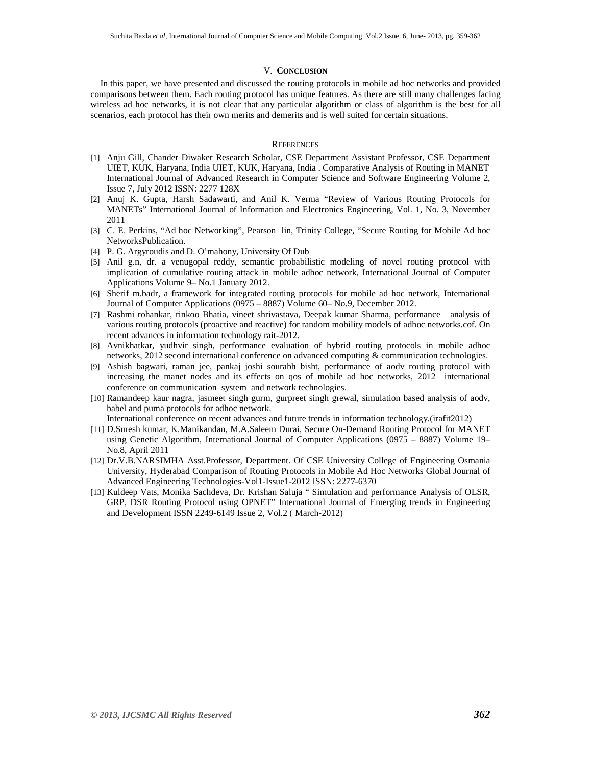## V. CONCLUSION

In this paper, we have presented and discussed the routing protocols in mobile ad hoc networks and provided comparisons between them. Each routing protocol has unique features. As there are still many challenges facing wireless ad hoc networks, it is not clear that any particular algorithm or class of algorithm is the best for all scenarios, each protocol has their own merits and demerits and is well suited for certain situations.

## REFERENCES

[1] Anju Gill, Chander Diwaker Research Scholar, CSE Department Assistant Professor, CSE Department UIET, KUK, Haryana, India UIET, KUK, Haryana, India . Comparative Analysis of Routing in MANET International Journal of Advanced Research in Computer Science and Software Engineering Volume 2, Issue 7, July 2012 ISSN: 2277 128X

[2] Anuj K. Gupta, Harsh Sadawarti, and Anil K. Verma "Review of Various Routing Protocols for MANETs" International Journal of Information and Electronics Engineering, Vol. 1, No. 3, November 2011

[3] C. E. Perkins, "Ad hoc Networking", Pearson lin, Trinity College, "Secure Routing for Mobile Ad hoc NetworksPublication.

[4] P. G. Argyroudis and D. O'mahony, University Of Dub

[5] Anil g.n, dr. a venugopal reddy, semantic probabilistic modeling of novel routing protocol with implication of cumulative routing attack in mobile adhoc network, International Journal of Computer Applications Volume 9– No.1 January 2012.

[6] Sherif m.badr, a framework for integrated routing protocols for mobile ad hoc network, International Journal of Computer Applications (0975 – 8887) Volume 60– No.9, December 2012.

[7] Rashmi rohankar, rinkoo Bhatia, vineet shrivastava, Deepak kumar Sharma, performance analysis of various routing protocols (proactive and reactive) for random mobility models of adhoc networks.cof. On recent advances in information technology rait-2012.

[8] Avnikhatkar, yudhvir singh, performance evaluation of hybrid routing protocols in mobile adhoc networks, 2012 second international conference on advanced computing & communication technologies.

[9] Ashish bagwari, raman jee, pankaj joshi sourabh bisht, performance of aodv routing protocol with increasing the manet nodes and its effects on qos of mobile ad hoc networks, 2012 international conference on communication system and network technologies.

[10] Ramandeep kaur nagra, jasmeet singh gurm, gurpreet singh grewal, simulation based analysis of aodv, babel and puma protocols for adhoc network.
International conference on recent advances and future trends in information technology.(irafit2012)

[11] D.Suresh kumar, K.Manikandan, M.A.Saleem Durai, Secure On-Demand Routing Protocol for MANET using Genetic Algorithm, International Journal of Computer Applications (0975 – 8887) Volume 19– No.8, April 2011

[12] Dr.V.B.NARSIMHA Asst.Professor, Department. Of CSE University College of Engineering Osmania University, Hyderabad Comparison of Routing Protocols in Mobile Ad Hoc Networks Global Journal of Advanced Engineering Technologies-Vol1-Issue1-2012 ISSN: 2277-6370

[13] Kuldeep Vats, Monika Sachdeva, Dr. Krishan Saluja " Simulation and performance Analysis of OLSR, GRP, DSR Routing Protocol using OPNET" International Journal of Emerging trends in Engineering and Development ISSN 2249-6149 Issue 2, Vol.2 ( March-2012)